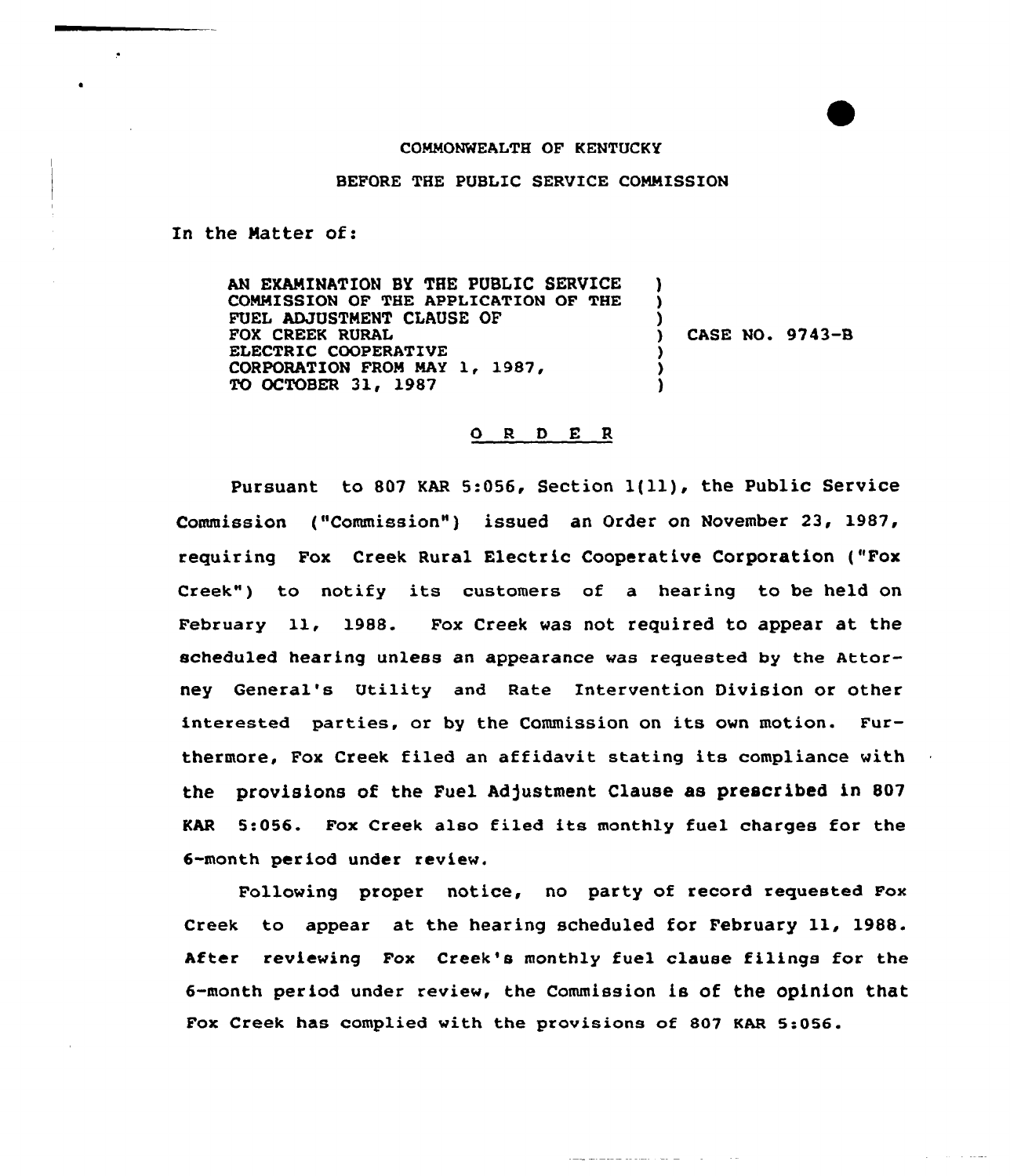COMMONWEALTH OF KENTUCKY

BEFORE THE PUBLIC SERVICE COMMISSION

In the Matter of:

AN EXAMINATION BY THE PUBLIC SERVICE COMMISSION OF THE APPLICATION OF THE FUEL ADJUSTMENT CLAUSE OF FOX CREEK RURAL ELECTRIC COOPERATIVE CORPORATION FROM MAY 1, 1987, TO OCTOBER 31, 1987 ) CASE NO. 9743-B

## O R D E R

Pursuant to 807 KAR 5:056, Section 1(11), the Public Service Commission ("Commission") issued an Order on November 23, 1987, requiring Fox Creek Rural Electric Cooperative Corporation ("Fox Creek") to notify its customers of a hearing to be held on February 11, 1988. Fox Creek was not required to appear at the scheduled hearing unless an appearance was requested by the Attorney General's Utility and Rate Intervention Division or other interested parties, or by the Commission on its own motion. Furthermore, Fox Creek filed an affidavit stating its compliance with the provisions of the Fuel Adjustment Clause as prescribed in 807 KAR 5:056. Fox Creek also filed its monthly fuel charges for the 6-month period under review.

Following proper notice, no party of record requested Fox Creek to appear at the hearing scheduled for February 11, 1988. After reviewing Fox Creek's monthly fuel clause filings for the 6-month period under review, the Commission is of the opinion that Fox Creek has complied with the provisions of 807 KAR 5:056.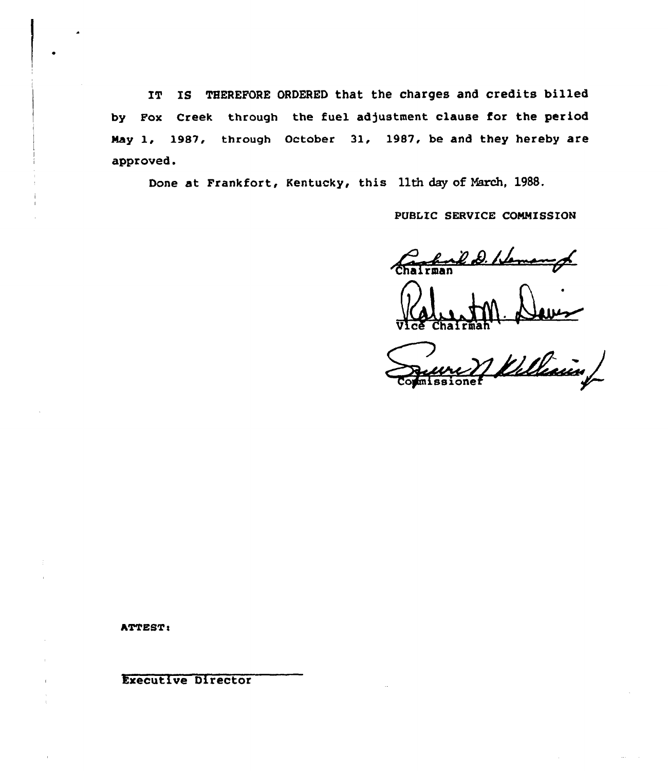IT IS THEREFORE ORDERED that the charges and credits billed by Fox Creek through the fuel adjustment clause for the period May 1, 1987, through October 31, 1987, be and they hereby are approved.

Done at Frankfort, Kentucky, this 11th day of March, 1988.

PUBLIC SERVICE COMMISSION

Chairman

Vice Chairman

Commissioner

ATTEST:

Executive Director